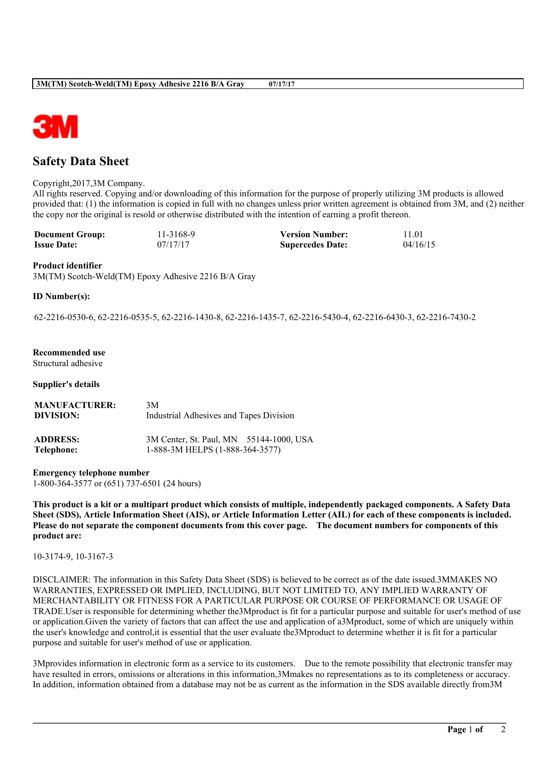# Safety Data Sheet

Copyright,2017,3M Company.
All rights reserved. Copying and/or downloading of this information for the purpose of properly utilizing 3M products is allowed provided that: (1) the information is copied in full with no changes unless prior written agreement is obtained from 3M, and (2) neither the copy nor the original is resold or otherwise distributed with the intention of earning a profit thereon.

| | | | |
|---|---|---|---|
| **Document Group:** | 11-3168-9 | **Version Number:** | 11.01 |
| **Issue Date:** | 07/17/17 | **Supercedes Date:** | 04/16/15 |

**Product identifier**
3M(TM) Scotch-Weld(TM) Epoxy Adhesive 2216 B/A Gray

**ID Number(s):**

62-2216-0530-6, 62-2216-0535-5, 62-2216-1430-8, 62-2216-1435-7, 62-2216-5430-4, 62-2216-6430-3, 62-2216-7430-2

**Recommended use**
Structural adhesive

**Supplier's details**

| | |
|---|---|
| **MANUFACTURER:** | 3M |
| **DIVISION:** | Industrial Adhesives and Tapes Division |
| **ADDRESS:** | 3M Center, St. Paul, MN 55144-1000, USA |
| **Telephone:** | 1-888-3M HELPS (1-888-364-3577) |

**Emergency telephone number**
1-800-364-3577 or (651) 737-6501 (24 hours)

**This product is a kit or a multipart product which consists of multiple, independently packaged components. A Safety Data Sheet (SDS), Article Information Sheet (AIS), or Article Information Letter (AIL) for each of these components is included. Please do not separate the component documents from this cover page. The document numbers for components of this product are:**

10-3174-9, 10-3167-3

DISCLAIMER: The information in this Safety Data Sheet (SDS) is believed to be correct as of the date issued.3MMAKES NO WARRANTIES, EXPRESSED OR IMPLIED, INCLUDING, BUT NOT LIMITED TO, ANY IMPLIED WARRANTY OF MERCHANTABILITY OR FITNESS FOR A PARTICULAR PURPOSE OR COURSE OF PERFORMANCE OR USAGE OF TRADE.User is responsible for determining whether the3Mproduct is fit for a particular purpose and suitable for user's method of use or application.Given the variety of factors that can affect the use and application of a3Mproduct, some of which are uniquely within the user's knowledge and control,it is essential that the user evaluate the3Mproduct to determine whether it is fit for a particular purpose and suitable for user's method of use or application.

3Mprovides information in electronic form as a service to its customers. Due to the remote possibility that electronic transfer may have resulted in errors, omissions or alterations in this information,3Mmakes no representations as to its completeness or accuracy. In addition, information obtained from a database may not be as current as the information in the SDS available directly from3M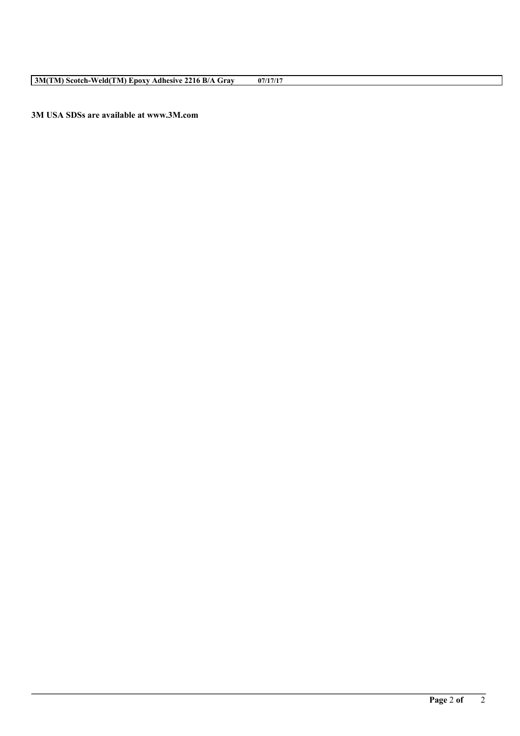**3M USA SDSs are available at www.3M.com**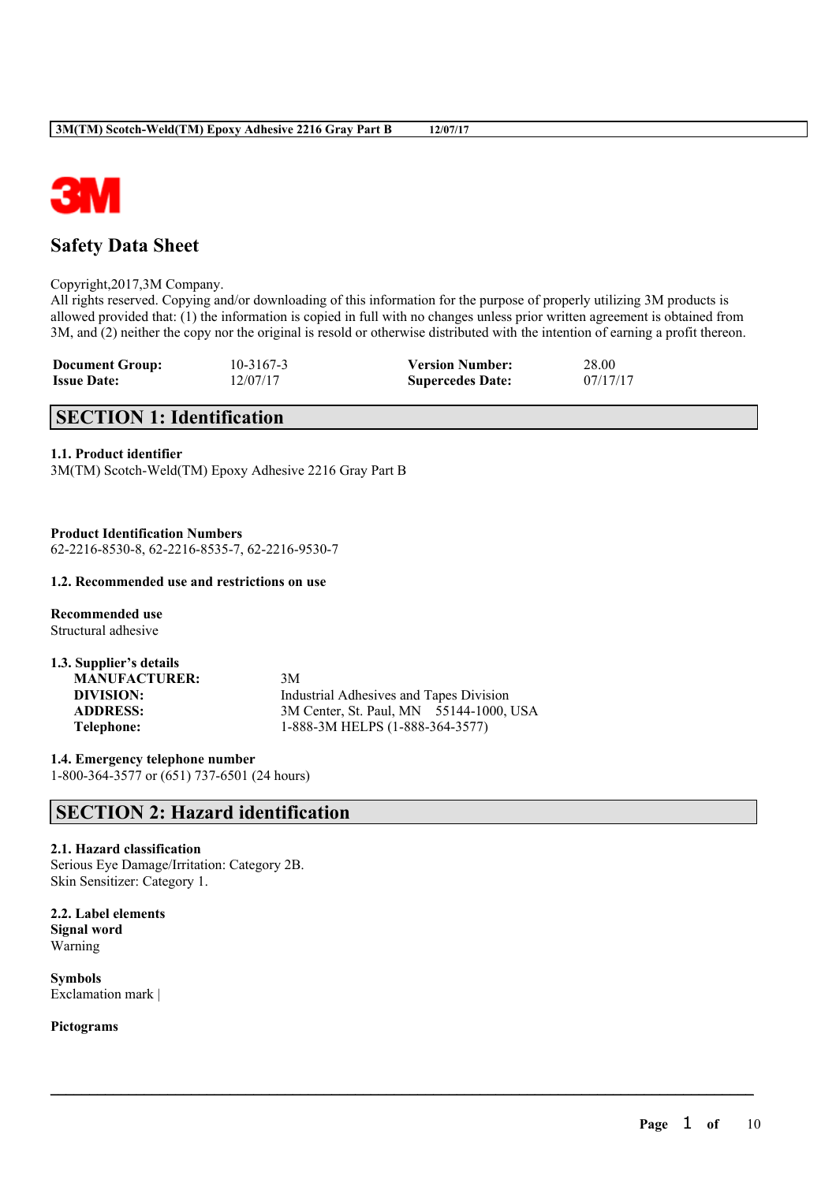# Safety Data Sheet

Copyright,2017,3M Company.
All rights reserved. Copying and/or downloading of this information for the purpose of properly utilizing 3M products is allowed provided that: (1) the information is copied in full with no changes unless prior written agreement is obtained from 3M, and (2) neither the copy nor the original is resold or otherwise distributed with the intention of earning a profit thereon.

| | | | |
|---|---|---|---|
| **Document Group:** | 10-3167-3 | **Version Number:** | 28.00 |
| **Issue Date:** | 12/07/17 | **Supercedes Date:** | 07/17/17 |

## SECTION 1: Identification

**1.1. Product identifier**
3M(TM) Scotch-Weld(TM) Epoxy Adhesive 2216 Gray Part B

**Product Identification Numbers**
62-2216-8530-8, 62-2216-8535-7, 62-2216-9530-7

**1.2. Recommended use and restrictions on use**

**Recommended use**
Structural adhesive

**1.3. Supplier's details**

| | |
|---|---|
| **MANUFACTURER:** | 3M |
| **DIVISION:** | Industrial Adhesives and Tapes Division |
| **ADDRESS:** | 3M Center, St. Paul, MN 55144-1000, USA |
| **Telephone:** | 1-888-3M HELPS (1-888-364-3577) |

**1.4. Emergency telephone number**
1-800-364-3577 or (651) 737-6501 (24 hours)

## SECTION 2: Hazard identification

**2.1. Hazard classification**
Serious Eye Damage/Irritation: Category 2B.
Skin Sensitizer: Category 1.

**2.2. Label elements**
**Signal word**
Warning

**Symbols**
Exclamation mark |

**Pictograms**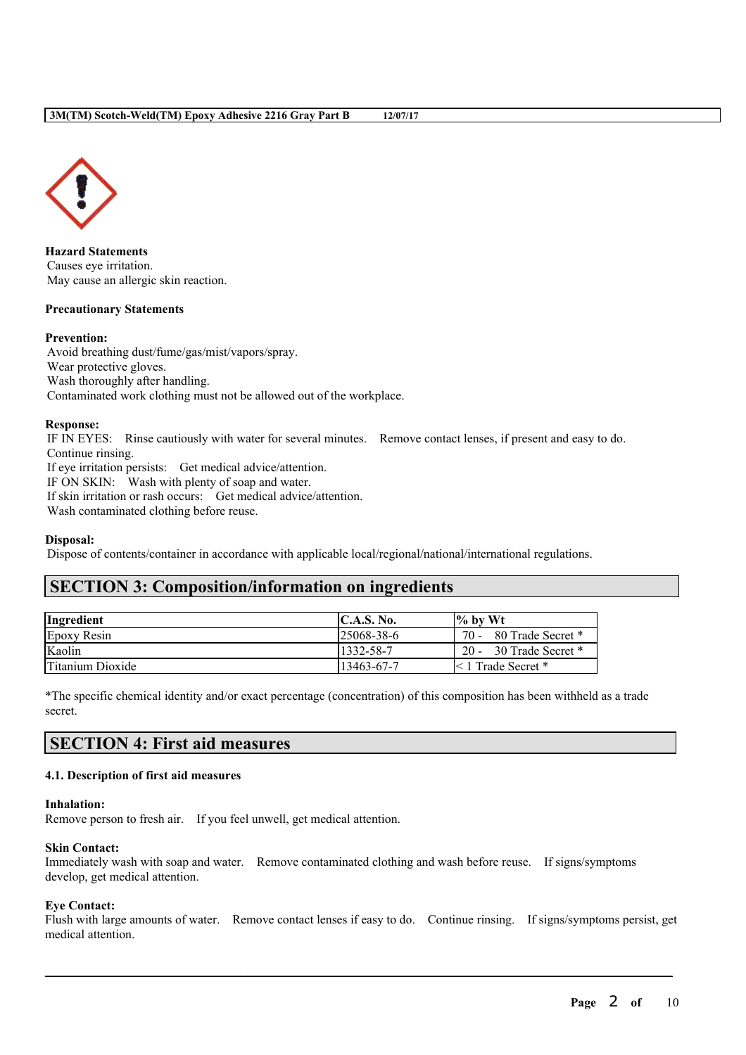**Hazard Statements**

Causes eye irritation.
May cause an allergic skin reaction.

**Precautionary Statements**

**Prevention:**

Avoid breathing dust/fume/gas/mist/vapors/spray.
Wear protective gloves.
Wash thoroughly after handling.
Contaminated work clothing must not be allowed out of the workplace.

**Response:**

IF IN EYES: Rinse cautiously with water for several minutes. Remove contact lenses, if present and easy to do. Continue rinsing.
If eye irritation persists: Get medical advice/attention.
IF ON SKIN: Wash with plenty of soap and water.
If skin irritation or rash occurs: Get medical advice/attention.
Wash contaminated clothing before reuse.

**Disposal:**

Dispose of contents/container in accordance with applicable local/regional/national/international regulations.

## SECTION 3: Composition/information on ingredients

| Ingredient | C.A.S. No. | % by Wt |
|---|---|---|
| Epoxy Resin | 25068-38-6 | 70 - 80 Trade Secret * |
| Kaolin | 1332-58-7 | 20 - 30 Trade Secret * |
| Titanium Dioxide | 13463-67-7 | < 1 Trade Secret * |

*The specific chemical identity and/or exact percentage (concentration) of this composition has been withheld as a trade secret.

## SECTION 4: First aid measures

### 4.1. Description of first aid measures

**Inhalation:**

Remove person to fresh air. If you feel unwell, get medical attention.

**Skin Contact:**

Immediately wash with soap and water. Remove contaminated clothing and wash before reuse. If signs/symptoms develop, get medical attention.

**Eye Contact:**

Flush with large amounts of water. Remove contact lenses if easy to do. Continue rinsing. If signs/symptoms persist, get medical attention.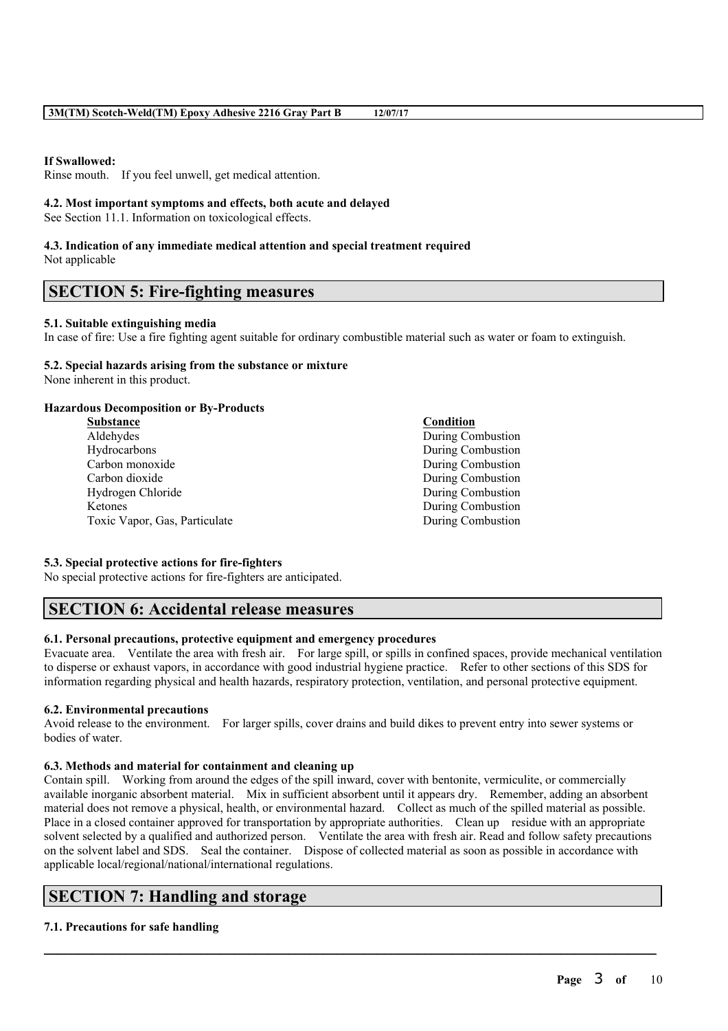**If Swallowed:**
Rinse mouth. If you feel unwell, get medical attention.

**4.2. Most important symptoms and effects, both acute and delayed**
See Section 11.1. Information on toxicological effects.

**4.3. Indication of any immediate medical attention and special treatment required**
Not applicable

## SECTION 5: Fire-fighting measures

**5.1. Suitable extinguishing media**
In case of fire: Use a fire fighting agent suitable for ordinary combustible material such as water or foam to extinguish.

**5.2. Special hazards arising from the substance or mixture**
None inherent in this product.

**Hazardous Decomposition or By-Products**

| Substance | Condition |
| --- | --- |
| Aldehydes | During Combustion |
| Hydrocarbons | During Combustion |
| Carbon monoxide | During Combustion |
| Carbon dioxide | During Combustion |
| Hydrogen Chloride | During Combustion |
| Ketones | During Combustion |
| Toxic Vapor, Gas, Particulate | During Combustion |

**5.3. Special protective actions for fire-fighters**
No special protective actions for fire-fighters are anticipated.

## SECTION 6: Accidental release measures

**6.1. Personal precautions, protective equipment and emergency procedures**
Evacuate area. Ventilate the area with fresh air. For large spill, or spills in confined spaces, provide mechanical ventilation to disperse or exhaust vapors, in accordance with good industrial hygiene practice. Refer to other sections of this SDS for information regarding physical and health hazards, respiratory protection, ventilation, and personal protective equipment.

**6.2. Environmental precautions**
Avoid release to the environment. For larger spills, cover drains and build dikes to prevent entry into sewer systems or bodies of water.

**6.3. Methods and material for containment and cleaning up**
Contain spill. Working from around the edges of the spill inward, cover with bentonite, vermiculite, or commercially available inorganic absorbent material. Mix in sufficient absorbent until it appears dry. Remember, adding an absorbent material does not remove a physical, health, or environmental hazard. Collect as much of the spilled material as possible. Place in a closed container approved for transportation by appropriate authorities. Clean up residue with an appropriate solvent selected by a qualified and authorized person. Ventilate the area with fresh air. Read and follow safety precautions on the solvent label and SDS. Seal the container. Dispose of collected material as soon as possible in accordance with applicable local/regional/national/international regulations.

## SECTION 7: Handling and storage

**7.1. Precautions for safe handling**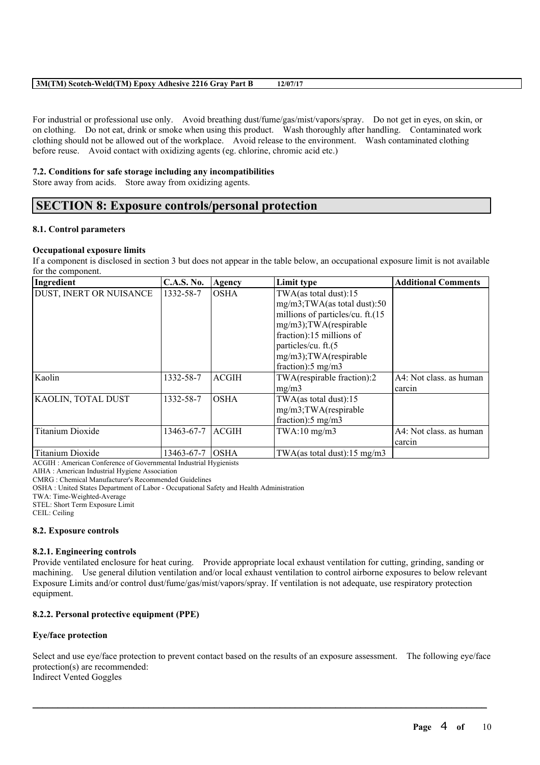For industrial or professional use only. Avoid breathing dust/fume/gas/mist/vapors/spray. Do not get in eyes, on skin, or on clothing. Do not eat, drink or smoke when using this product. Wash thoroughly after handling. Contaminated work clothing should not be allowed out of the workplace. Avoid release to the environment. Wash contaminated clothing before reuse. Avoid contact with oxidizing agents (eg. chlorine, chromic acid etc.)

**7.2. Conditions for safe storage including any incompatibilities**

Store away from acids. Store away from oxidizing agents.

# SECTION 8: Exposure controls/personal protection

**8.1. Control parameters**

**Occupational exposure limits**

If a component is disclosed in section 3 but does not appear in the table below, an occupational exposure limit is not available for the component.

| Ingredient | C.A.S. No. | Agency | Limit type | Additional Comments |
| --- | --- | --- | --- | --- |
| DUST, INERT OR NUISANCE | 1332-58-7 | OSHA | TWA(as total dust):15 mg/m3;TWA(as total dust):50 millions of particles/cu. ft.(15 mg/m3);TWA(respirable fraction):15 millions of particles/cu. ft.(5 mg/m3);TWA(respirable fraction):5 mg/m3 | |
| Kaolin | 1332-58-7 | ACGIH | TWA(respirable fraction):2 mg/m3 | A4: Not class. as human carcin |
| KAOLIN, TOTAL DUST | 1332-58-7 | OSHA | TWA(as total dust):15 mg/m3;TWA(respirable fraction):5 mg/m3 | |
| Titanium Dioxide | 13463-67-7 | ACGIH | TWA:10 mg/m3 | A4: Not class. as human carcin |
| Titanium Dioxide | 13463-67-7 | OSHA | TWA(as total dust):15 mg/m3 | |

ACGIH : American Conference of Governmental Industrial Hygienists
AIHA : American Industrial Hygiene Association
CMRG : Chemical Manufacturer's Recommended Guidelines
OSHA : United States Department of Labor - Occupational Safety and Health Administration
TWA: Time-Weighted-Average
STEL: Short Term Exposure Limit
CEIL: Ceiling

**8.2. Exposure controls**

**8.2.1. Engineering controls**

Provide ventilated enclosure for heat curing. Provide appropriate local exhaust ventilation for cutting, grinding, sanding or machining. Use general dilution ventilation and/or local exhaust ventilation to control airborne exposures to below relevant Exposure Limits and/or control dust/fume/gas/mist/vapors/spray. If ventilation is not adequate, use respiratory protection equipment.

**8.2.2. Personal protective equipment (PPE)**

**Eye/face protection**

Select and use eye/face protection to prevent contact based on the results of an exposure assessment. The following eye/face protection(s) are recommended:
Indirect Vented Goggles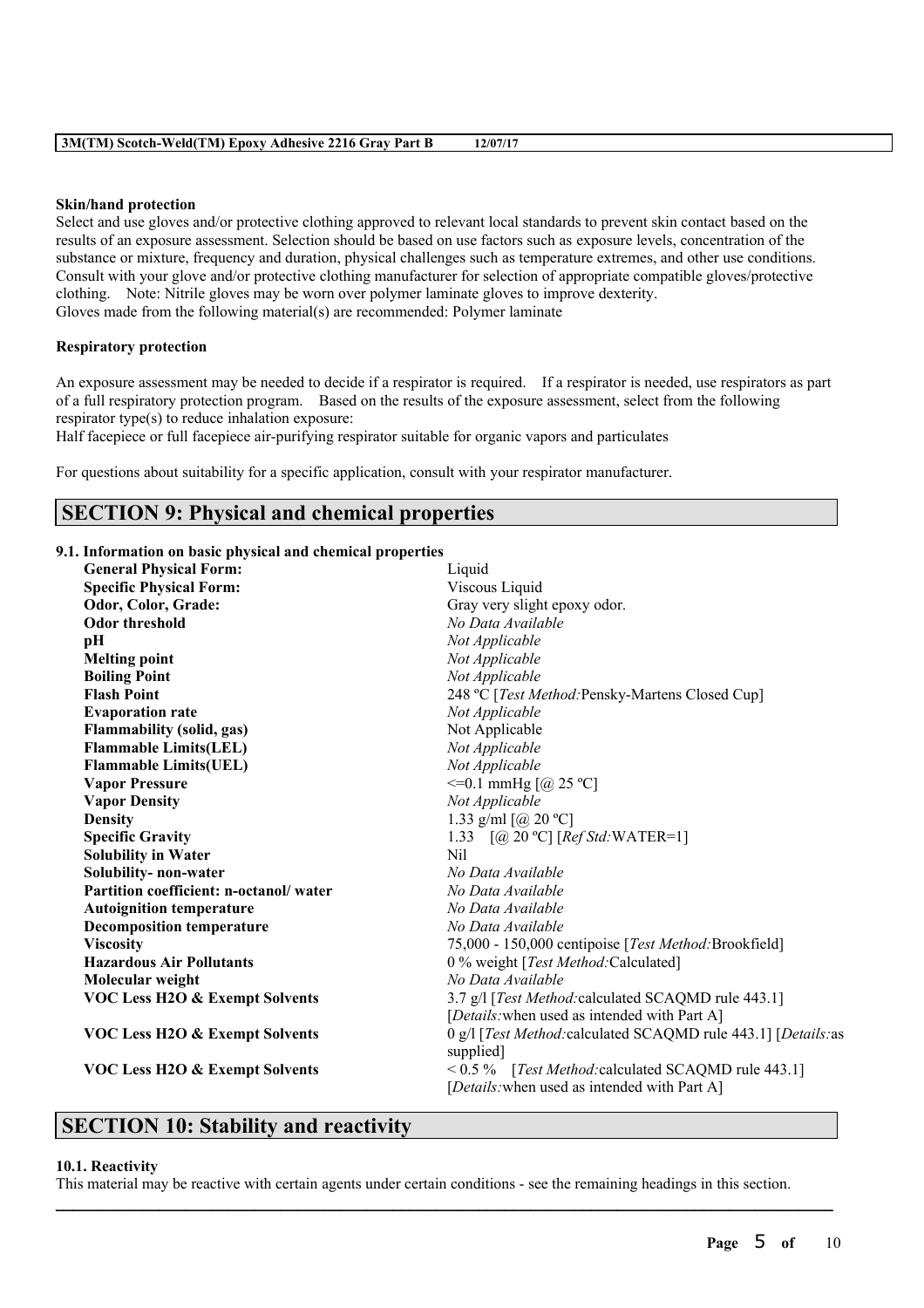**Skin/hand protection**

Select and use gloves and/or protective clothing approved to relevant local standards to prevent skin contact based on the results of an exposure assessment. Selection should be based on use factors such as exposure levels, concentration of the substance or mixture, frequency and duration, physical challenges such as temperature extremes, and other use conditions. Consult with your glove and/or protective clothing manufacturer for selection of appropriate compatible gloves/protective clothing. Note: Nitrile gloves may be worn over polymer laminate gloves to improve dexterity.
Gloves made from the following material(s) are recommended: Polymer laminate

**Respiratory protection**

An exposure assessment may be needed to decide if a respirator is required. If a respirator is needed, use respirators as part of a full respiratory protection program. Based on the results of the exposure assessment, select from the following respirator type(s) to reduce inhalation exposure:
Half facepiece or full facepiece air-purifying respirator suitable for organic vapors and particulates

For questions about suitability for a specific application, consult with your respirator manufacturer.

## SECTION 9: Physical and chemical properties

### 9.1. Information on basic physical and chemical properties

| | |
|---|---|
| **General Physical Form:** | Liquid |
| **Specific Physical Form:** | Viscous Liquid |
| **Odor, Color, Grade:** | Gray very slight epoxy odor. |
| **Odor threshold** | *No Data Available* |
| **pH** | *Not Applicable* |
| **Melting point** | *Not Applicable* |
| **Boiling Point** | *Not Applicable* |
| **Flash Point** | 248 ºC [*Test Method:*Pensky-Martens Closed Cup] |
| **Evaporation rate** | *Not Applicable* |
| **Flammability (solid, gas)** | Not Applicable |
| **Flammable Limits(LEL)** | *Not Applicable* |
| **Flammable Limits(UEL)** | *Not Applicable* |
| **Vapor Pressure** | <=0.1 mmHg [@ 25 ºC] |
| **Vapor Density** | *Not Applicable* |
| **Density** | 1.33 g/ml [@ 20 ºC] |
| **Specific Gravity** | 1.33 [@ 20 ºC] [*Ref Std:*WATER=1] |
| **Solubility in Water** | Nil |
| **Solubility- non-water** | *No Data Available* |
| **Partition coefficient: n-octanol/ water** | *No Data Available* |
| **Autoignition temperature** | *No Data Available* |
| **Decomposition temperature** | *No Data Available* |
| **Viscosity** | 75,000 - 150,000 centipoise [*Test Method:*Brookfield] |
| **Hazardous Air Pollutants** | 0 % weight [*Test Method:*Calculated] |
| **Molecular weight** | *No Data Available* |
| **VOC Less H2O & Exempt Solvents** | 3.7 g/l [*Test Method:*calculated SCAQMD rule 443.1] [*Details:*when used as intended with Part A] |
| **VOC Less H2O & Exempt Solvents** | 0 g/l [*Test Method:*calculated SCAQMD rule 443.1] [*Details:*as supplied] |
| **VOC Less H2O & Exempt Solvents** | < 0.5 % [*Test Method:*calculated SCAQMD rule 443.1] [*Details:*when used as intended with Part A] |

## SECTION 10: Stability and reactivity

### 10.1. Reactivity

This material may be reactive with certain agents under certain conditions - see the remaining headings in this section.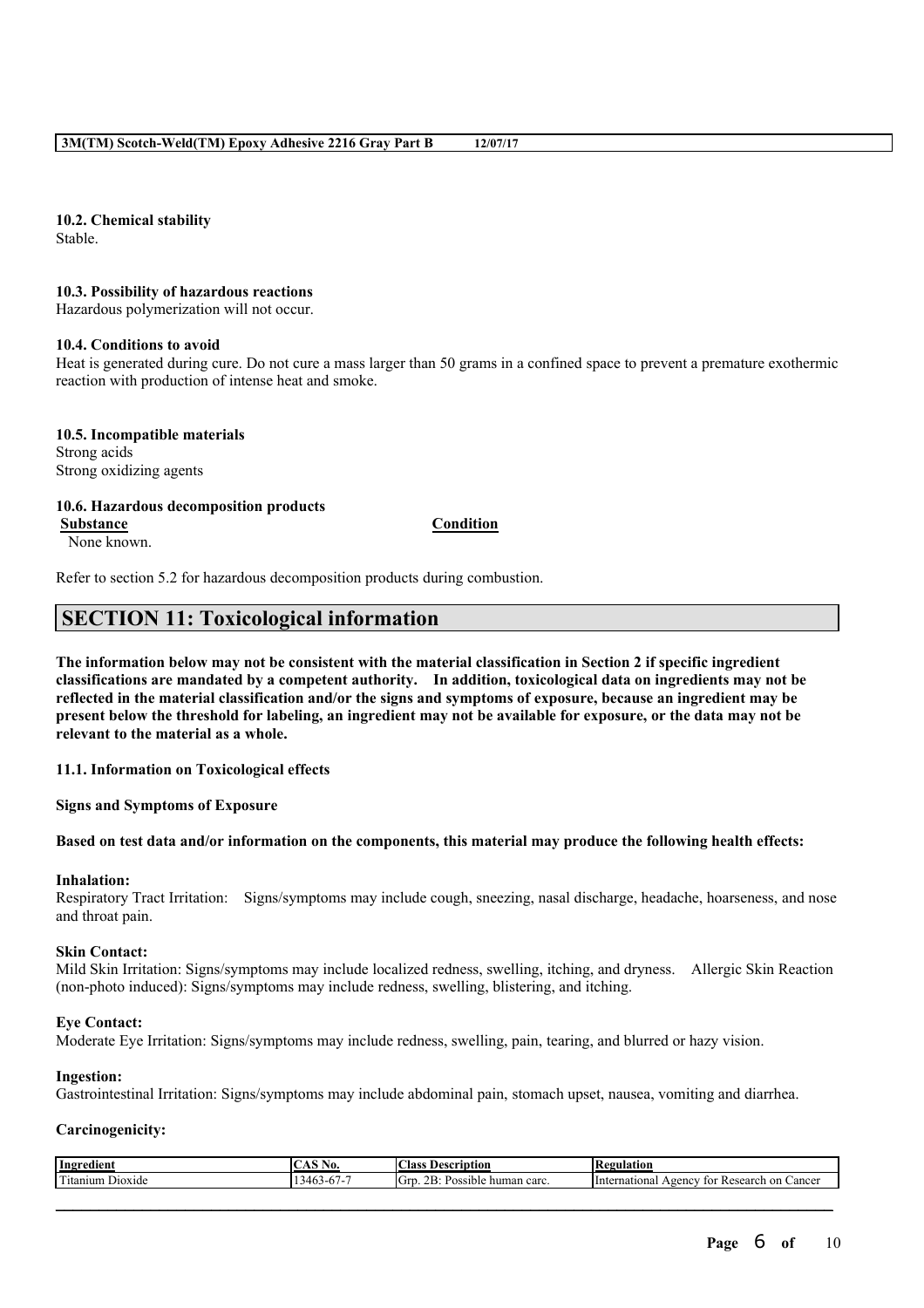**10.2. Chemical stability**
Stable.

**10.3. Possibility of hazardous reactions**
Hazardous polymerization will not occur.

**10.4. Conditions to avoid**
Heat is generated during cure. Do not cure a mass larger than 50 grams in a confined space to prevent a premature exothermic reaction with production of intense heat and smoke.

**10.5. Incompatible materials**
Strong acids
Strong oxidizing agents

**10.6. Hazardous decomposition products**

| Substance | Condition |
|---|---|
| None known. | |

Refer to section 5.2 for hazardous decomposition products during combustion.

## SECTION 11: Toxicological information

**The information below may not be consistent with the material classification in Section 2 if specific ingredient classifications are mandated by a competent authority. In addition, toxicological data on ingredients may not be reflected in the material classification and/or the signs and symptoms of exposure, because an ingredient may be present below the threshold for labeling, an ingredient may not be available for exposure, or the data may not be relevant to the material as a whole.**

**11.1. Information on Toxicological effects**

**Signs and Symptoms of Exposure**

**Based on test data and/or information on the components, this material may produce the following health effects:**

**Inhalation:**
Respiratory Tract Irritation: Signs/symptoms may include cough, sneezing, nasal discharge, headache, hoarseness, and nose and throat pain.

**Skin Contact:**
Mild Skin Irritation: Signs/symptoms may include localized redness, swelling, itching, and dryness. Allergic Skin Reaction (non-photo induced): Signs/symptoms may include redness, swelling, blistering, and itching.

**Eye Contact:**
Moderate Eye Irritation: Signs/symptoms may include redness, swelling, pain, tearing, and blurred or hazy vision.

**Ingestion:**
Gastrointestinal Irritation: Signs/symptoms may include abdominal pain, stomach upset, nausea, vomiting and diarrhea.

**Carcinogenicity:**

| Ingredient | CAS No. | Class Description | Regulation |
|---|---|---|---|
| Titanium Dioxide | 13463-67-7 | Grp. 2B: Possible human carc. | International Agency for Research on Cancer |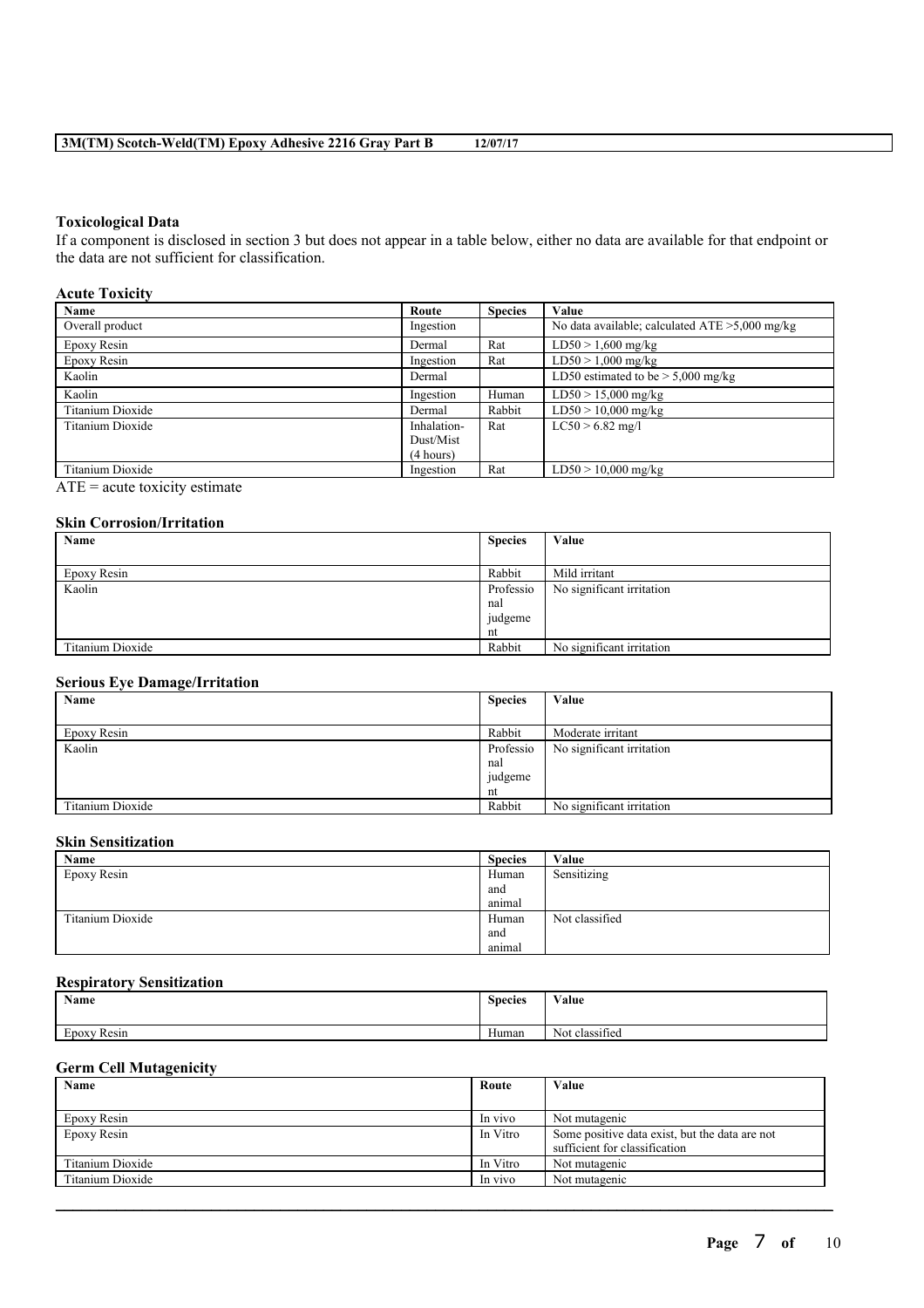### Toxicological Data

If a component is disclosed in section 3 but does not appear in a table below, either no data are available for that endpoint or the data are not sufficient for classification.

#### Acute Toxicity

| Name | Route | Species | Value |
|---|---|---|---|
| Overall product | Ingestion | | No data available; calculated ATE >5,000 mg/kg |
| Epoxy Resin | Dermal | Rat | LD50 > 1,600 mg/kg |
| Epoxy Resin | Ingestion | Rat | LD50 > 1,000 mg/kg |
| Kaolin | Dermal | | LD50 estimated to be > 5,000 mg/kg |
| Kaolin | Ingestion | Human | LD50 > 15,000 mg/kg |
| Titanium Dioxide | Dermal | Rabbit | LD50 > 10,000 mg/kg |
| Titanium Dioxide | Inhalation-Dust/Mist (4 hours) | Rat | LC50 > 6.82 mg/l |
| Titanium Dioxide | Ingestion | Rat | LD50 > 10,000 mg/kg |

ATE = acute toxicity estimate

#### Skin Corrosion/Irritation

| Name | Species | Value |
|---|---|---|
| Epoxy Resin | Rabbit | Mild irritant |
| Kaolin | Professional judgement | No significant irritation |
| Titanium Dioxide | Rabbit | No significant irritation |

#### Serious Eye Damage/Irritation

| Name | Species | Value |
|---|---|---|
| Epoxy Resin | Rabbit | Moderate irritant |
| Kaolin | Professional judgement | No significant irritation |
| Titanium Dioxide | Rabbit | No significant irritation |

#### Skin Sensitization

| Name | Species | Value |
|---|---|---|
| Epoxy Resin | Human and animal | Sensitizing |
| Titanium Dioxide | Human and animal | Not classified |

#### Respiratory Sensitization

| Name | Species | Value |
|---|---|---|
| Epoxy Resin | Human | Not classified |

#### Germ Cell Mutagenicity

| Name | Route | Value |
|---|---|---|
| Epoxy Resin | In vivo | Not mutagenic |
| Epoxy Resin | In Vitro | Some positive data exist, but the data are not sufficient for classification |
| Titanium Dioxide | In Vitro | Not mutagenic |
| Titanium Dioxide | In vivo | Not mutagenic |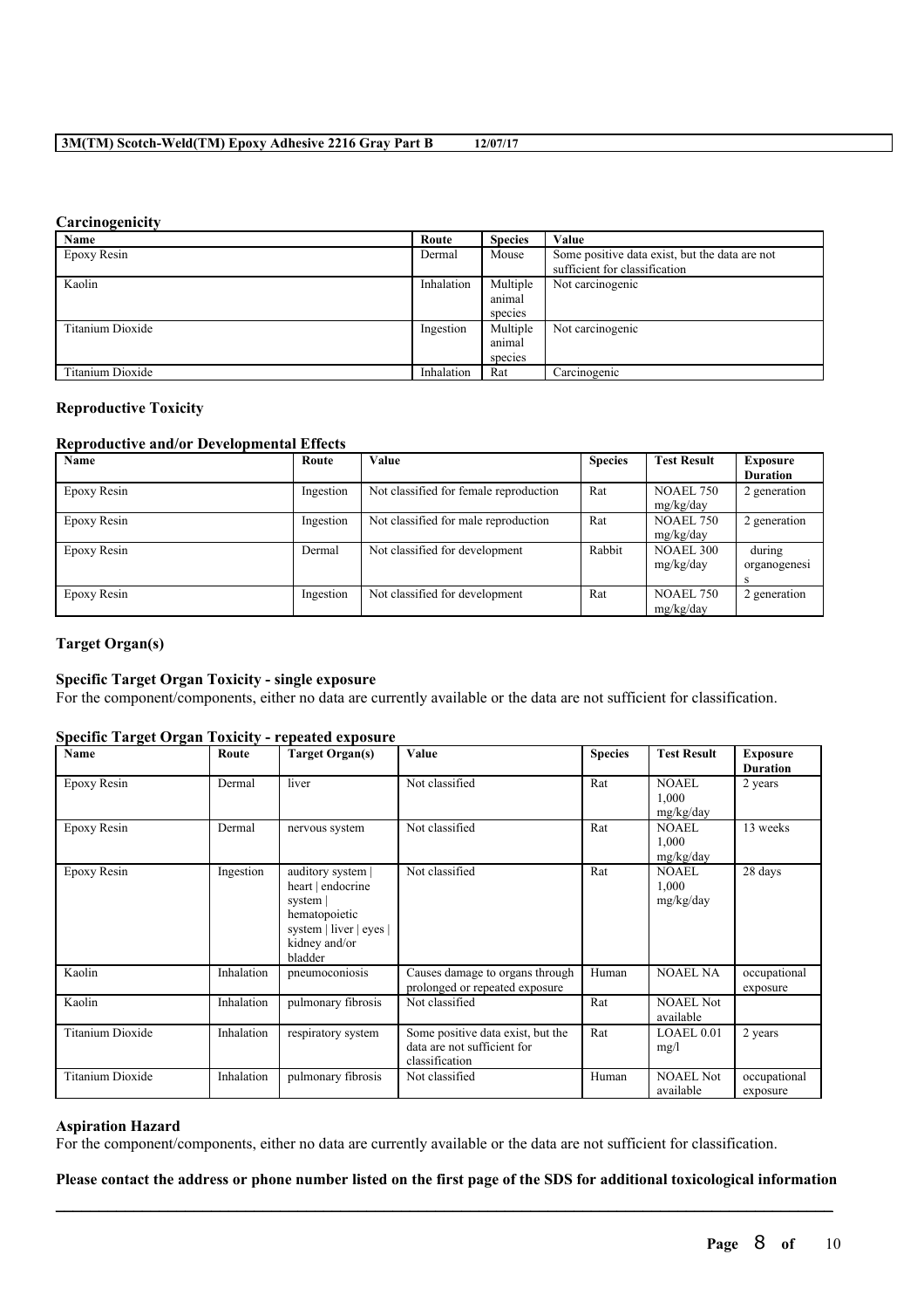### Carcinogenicity

| Name | Route | Species | Value |
| --- | --- | --- | --- |
| Epoxy Resin | Dermal | Mouse | Some positive data exist, but the data are not sufficient for classification |
| Kaolin | Inhalation | Multiple animal species | Not carcinogenic |
| Titanium Dioxide | Ingestion | Multiple animal species | Not carcinogenic |
| Titanium Dioxide | Inhalation | Rat | Carcinogenic |

### Reproductive Toxicity

#### Reproductive and/or Developmental Effects

| Name | Route | Value | Species | Test Result | Exposure Duration |
| --- | --- | --- | --- | --- | --- |
| Epoxy Resin | Ingestion | Not classified for female reproduction | Rat | NOAEL 750 mg/kg/day | 2 generation |
| Epoxy Resin | Ingestion | Not classified for male reproduction | Rat | NOAEL 750 mg/kg/day | 2 generation |
| Epoxy Resin | Dermal | Not classified for development | Rabbit | NOAEL 300 mg/kg/day | during organogenesis |
| Epoxy Resin | Ingestion | Not classified for development | Rat | NOAEL 750 mg/kg/day | 2 generation |

### Target Organ(s)

#### Specific Target Organ Toxicity - single exposure

For the component/components, either no data are currently available or the data are not sufficient for classification.

#### Specific Target Organ Toxicity - repeated exposure

| Name | Route | Target Organ(s) | Value | Species | Test Result | Exposure Duration |
| --- | --- | --- | --- | --- | --- | --- |
| Epoxy Resin | Dermal | liver | Not classified | Rat | NOAEL 1,000 mg/kg/day | 2 years |
| Epoxy Resin | Dermal | nervous system | Not classified | Rat | NOAEL 1,000 mg/kg/day | 13 weeks |
| Epoxy Resin | Ingestion | auditory system \| heart \| endocrine system \| hematopoietic system \| liver \| eyes \| kidney and/or bladder | Not classified | Rat | NOAEL 1,000 mg/kg/day | 28 days |
| Kaolin | Inhalation | pneumoconiosis | Causes damage to organs through prolonged or repeated exposure | Human | NOAEL NA | occupational exposure |
| Kaolin | Inhalation | pulmonary fibrosis | Not classified | Rat | NOAEL Not available | |
| Titanium Dioxide | Inhalation | respiratory system | Some positive data exist, but the data are not sufficient for classification | Rat | LOAEL 0.01 mg/l | 2 years |
| Titanium Dioxide | Inhalation | pulmonary fibrosis | Not classified | Human | NOAEL Not available | occupational exposure |

### Aspiration Hazard

For the component/components, either no data are currently available or the data are not sufficient for classification.

**Please contact the address or phone number listed on the first page of the SDS for additional toxicological information**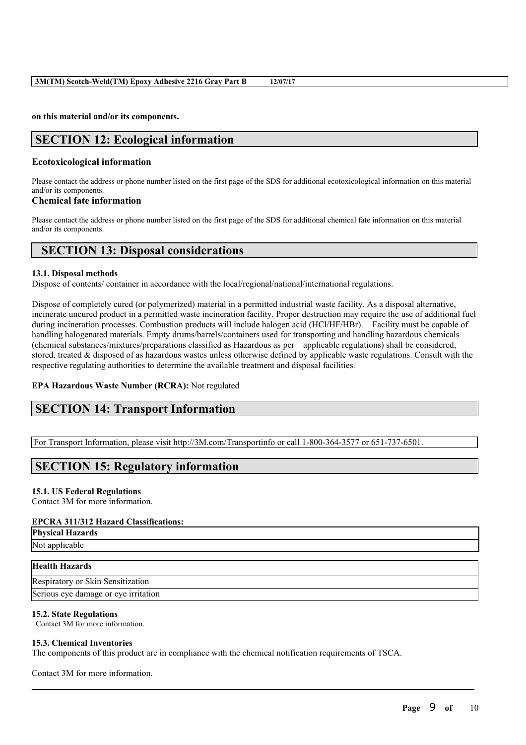**on this material and/or its components.**

## SECTION 12: Ecological information

### Ecotoxicological information

Please contact the address or phone number listed on the first page of the SDS for additional ecotoxicological information on this material and/or its components.

### Chemical fate information

Please contact the address or phone number listed on the first page of the SDS for additional chemical fate information on this material and/or its components.

## SECTION 13: Disposal considerations

**13.1. Disposal methods**

Dispose of contents/ container in accordance with the local/regional/national/international regulations.

Dispose of completely cured (or polymerized) material in a permitted industrial waste facility. As a disposal alternative, incinerate uncured product in a permitted waste incineration facility. Proper destruction may require the use of additional fuel during incineration processes. Combustion products will include halogen acid (HCl/HF/HBr). Facility must be capable of handling halogenated materials. Empty drums/barrels/containers used for transporting and handling hazardous chemicals (chemical substances/mixtures/preparations classified as Hazardous as per applicable regulations) shall be considered, stored, treated & disposed of as hazardous wastes unless otherwise defined by applicable waste regulations. Consult with the respective regulating authorities to determine the available treatment and disposal facilities.

**EPA Hazardous Waste Number (RCRA):** Not regulated

## SECTION 14: Transport Information

For Transport Information, please visit http://3M.com/Transportinfo or call 1-800-364-3577 or 651-737-6501.

## SECTION 15: Regulatory information

**15.1. US Federal Regulations**

Contact 3M for more information.

**EPCRA 311/312 Hazard Classifications:**

| Physical Hazards |
| --- |
| Not applicable |

| Health Hazards |
| --- |
| Respiratory or Skin Sensitization |
| Serious eye damage or eye irritation |

**15.2. State Regulations**

Contact 3M for more information.

**15.3. Chemical Inventories**

The components of this product are in compliance with the chemical notification requirements of TSCA.

Contact 3M for more information.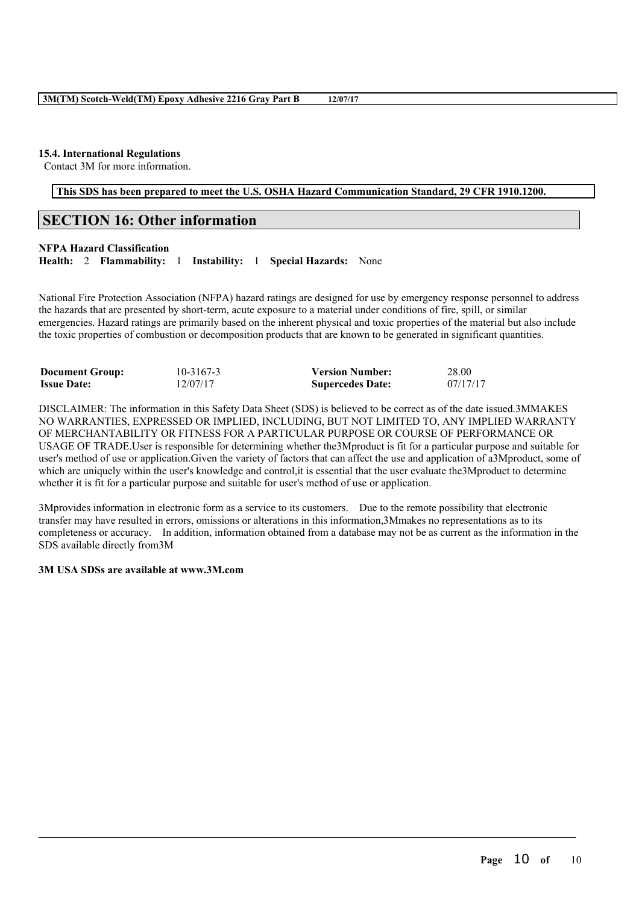### 15.4. International Regulations

Contact 3M for more information.

**This SDS has been prepared to meet the U.S. OSHA Hazard Communication Standard, 29 CFR 1910.1200.**

## SECTION 16: Other information

**NFPA Hazard Classification**

**Health:** 2 **Flammability:** 1 **Instability:** 1 **Special Hazards:** None

National Fire Protection Association (NFPA) hazard ratings are designed for use by emergency response personnel to address the hazards that are presented by short-term, acute exposure to a material under conditions of fire, spill, or similar emergencies. Hazard ratings are primarily based on the inherent physical and toxic properties of the material but also include the toxic properties of combustion or decomposition products that are known to be generated in significant quantities.

| | | | |
|---|---|---|---|
| **Document Group:** | 10-3167-3 | **Version Number:** | 28.00 |
| **Issue Date:** | 12/07/17 | **Supercedes Date:** | 07/17/17 |

DISCLAIMER: The information in this Safety Data Sheet (SDS) is believed to be correct as of the date issued.3MMAKES NO WARRANTIES, EXPRESSED OR IMPLIED, INCLUDING, BUT NOT LIMITED TO, ANY IMPLIED WARRANTY OF MERCHANTABILITY OR FITNESS FOR A PARTICULAR PURPOSE OR COURSE OF PERFORMANCE OR USAGE OF TRADE.User is responsible for determining whether the3Mproduct is fit for a particular purpose and suitable for user's method of use or application.Given the variety of factors that can affect the use and application of a3Mproduct, some of which are uniquely within the user's knowledge and control,it is essential that the user evaluate the3Mproduct to determine whether it is fit for a particular purpose and suitable for user's method of use or application.

3Mprovides information in electronic form as a service to its customers. Due to the remote possibility that electronic transfer may have resulted in errors, omissions or alterations in this information,3Mmakes no representations as to its completeness or accuracy. In addition, information obtained from a database may not be as current as the information in the SDS available directly from3M

**3M USA SDSs are available at www.3M.com**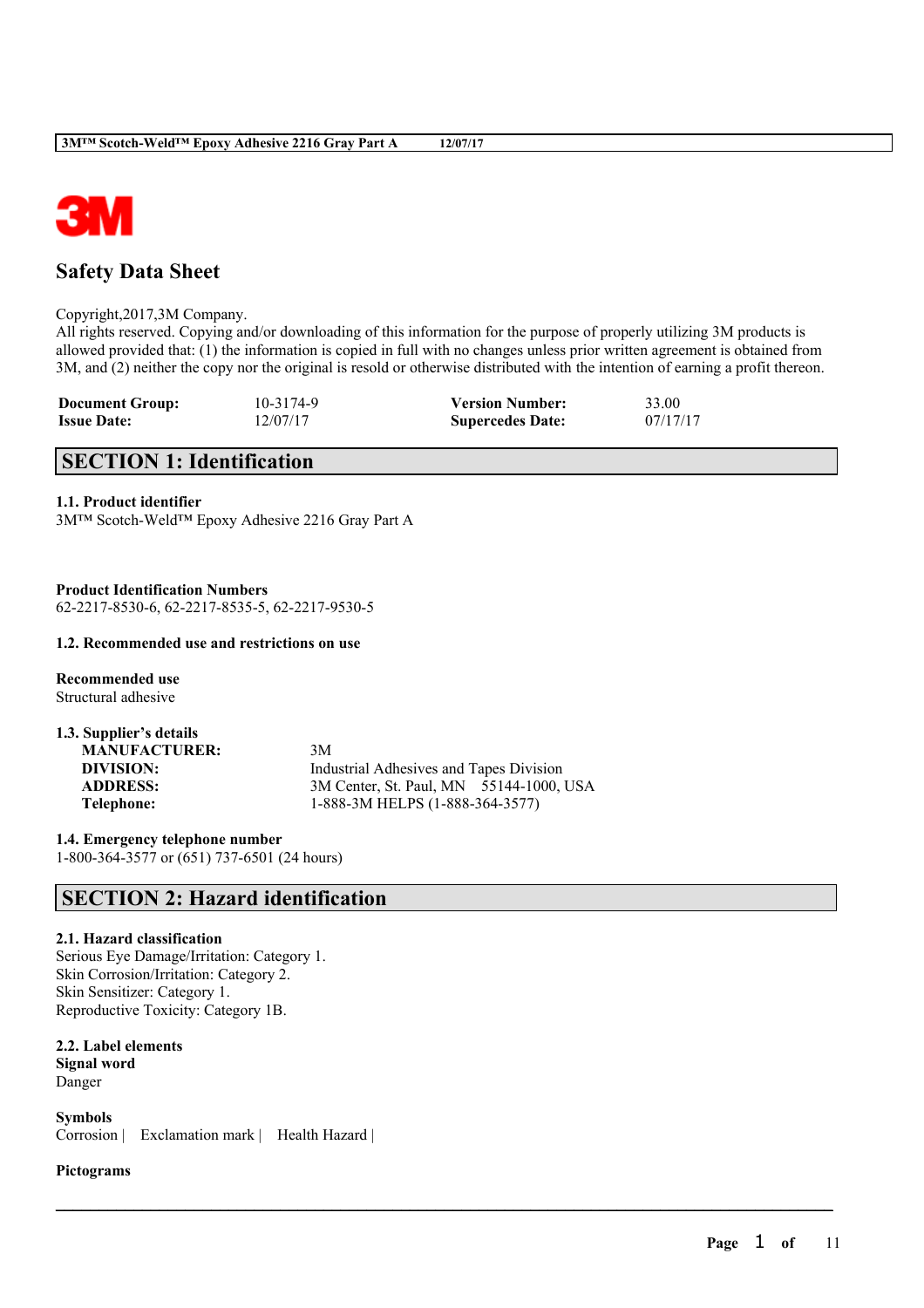# Safety Data Sheet

Copyright,2017,3M Company.
All rights reserved. Copying and/or downloading of this information for the purpose of properly utilizing 3M products is allowed provided that: (1) the information is copied in full with no changes unless prior written agreement is obtained from 3M, and (2) neither the copy nor the original is resold or otherwise distributed with the intention of earning a profit thereon.

| | | | |
|---|---|---|---|
| **Document Group:** | 10-3174-9 | **Version Number:** | 33.00 |
| **Issue Date:** | 12/07/17 | **Supercedes Date:** | 07/17/17 |

## SECTION 1: Identification

**1.1. Product identifier**
3M™ Scotch-Weld™ Epoxy Adhesive 2216 Gray Part A

**Product Identification Numbers**
62-2217-8530-6, 62-2217-8535-5, 62-2217-9530-5

**1.2. Recommended use and restrictions on use**

**Recommended use**
Structural adhesive

**1.3. Supplier's details**

| | |
|---|---|
| **MANUFACTURER:** | 3M |
| **DIVISION:** | Industrial Adhesives and Tapes Division |
| **ADDRESS:** | 3M Center, St. Paul, MN 55144-1000, USA |
| **Telephone:** | 1-888-3M HELPS (1-888-364-3577) |

**1.4. Emergency telephone number**
1-800-364-3577 or (651) 737-6501 (24 hours)

## SECTION 2: Hazard identification

**2.1. Hazard classification**
Serious Eye Damage/Irritation: Category 1.
Skin Corrosion/Irritation: Category 2.
Skin Sensitizer: Category 1.
Reproductive Toxicity: Category 1B.

**2.2. Label elements**
**Signal word**
Danger

**Symbols**
Corrosion | Exclamation mark | Health Hazard |

**Pictograms**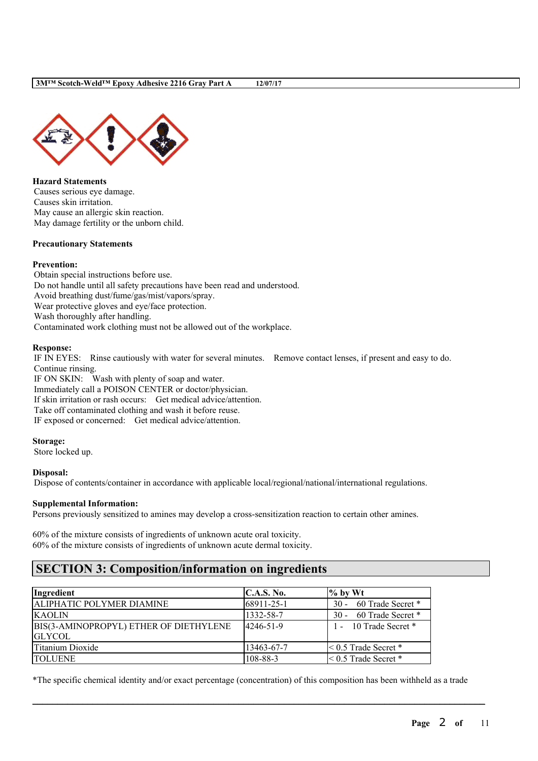**Hazard Statements**

Causes serious eye damage.
Causes skin irritation.
May cause an allergic skin reaction.
May damage fertility or the unborn child.

**Precautionary Statements**

**Prevention:**

Obtain special instructions before use.
Do not handle until all safety precautions have been read and understood.
Avoid breathing dust/fume/gas/mist/vapors/spray.
Wear protective gloves and eye/face protection.
Wash thoroughly after handling.
Contaminated work clothing must not be allowed out of the workplace.

**Response:**

IF IN EYES: Rinse cautiously with water for several minutes. Remove contact lenses, if present and easy to do. Continue rinsing.
IF ON SKIN: Wash with plenty of soap and water.
Immediately call a POISON CENTER or doctor/physician.
If skin irritation or rash occurs: Get medical advice/attention.
Take off contaminated clothing and wash it before reuse.
IF exposed or concerned: Get medical advice/attention.

**Storage:**

Store locked up.

**Disposal:**

Dispose of contents/container in accordance with applicable local/regional/national/international regulations.

**Supplemental Information:**

Persons previously sensitized to amines may develop a cross-sensitization reaction to certain other amines.

60% of the mixture consists of ingredients of unknown acute oral toxicity.
60% of the mixture consists of ingredients of unknown acute dermal toxicity.

## SECTION 3: Composition/information on ingredients

| Ingredient | C.A.S. No. | % by Wt |
| --- | --- | --- |
| ALIPHATIC POLYMER DIAMINE | 68911-25-1 | 30 - 60 Trade Secret * |
| KAOLIN | 1332-58-7 | 30 - 60 Trade Secret * |
| BIS(3-AMINOPROPYL) ETHER OF DIETHYLENE GLYCOL | 4246-51-9 | 1 - 10 Trade Secret * |
| Titanium Dioxide | 13463-67-7 | < 0.5 Trade Secret * |
| TOLUENE | 108-88-3 | < 0.5 Trade Secret * |

*The specific chemical identity and/or exact percentage (concentration) of this composition has been withheld as a trade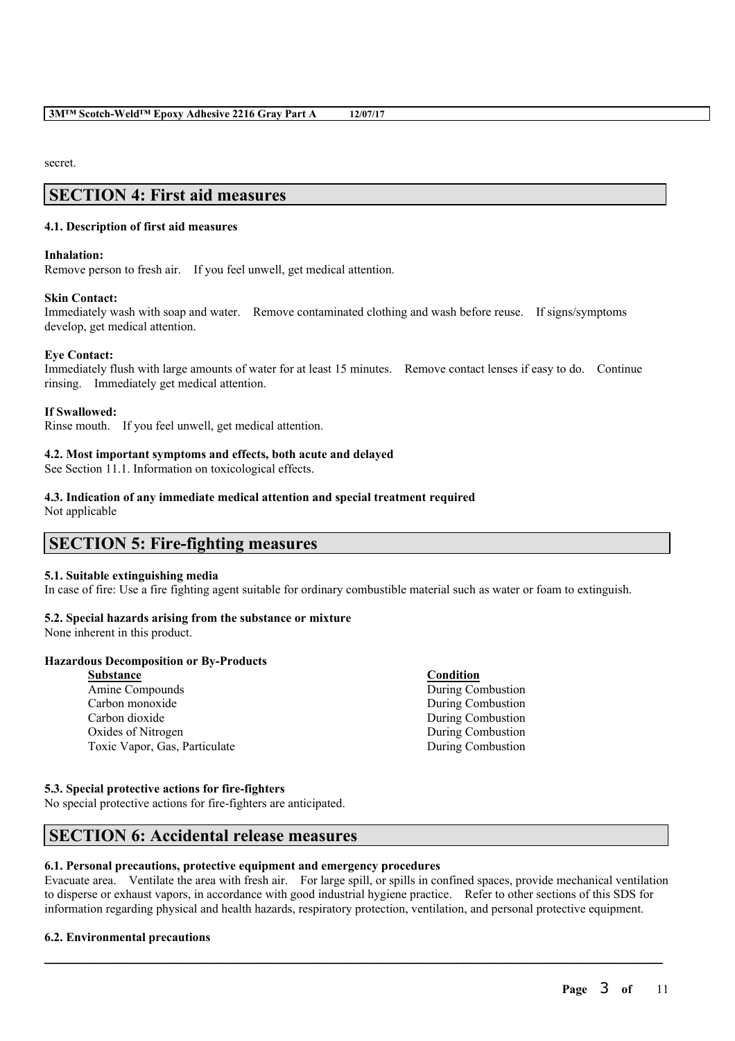secret.

## SECTION 4: First aid measures

### 4.1. Description of first aid measures

**Inhalation:**
Remove person to fresh air. If you feel unwell, get medical attention.

**Skin Contact:**
Immediately wash with soap and water. Remove contaminated clothing and wash before reuse. If signs/symptoms develop, get medical attention.

**Eye Contact:**
Immediately flush with large amounts of water for at least 15 minutes. Remove contact lenses if easy to do. Continue rinsing. Immediately get medical attention.

**If Swallowed:**
Rinse mouth. If you feel unwell, get medical attention.

### 4.2. Most important symptoms and effects, both acute and delayed

See Section 11.1. Information on toxicological effects.

### 4.3. Indication of any immediate medical attention and special treatment required

Not applicable

## SECTION 5: Fire-fighting measures

### 5.1. Suitable extinguishing media

In case of fire: Use a fire fighting agent suitable for ordinary combustible material such as water or foam to extinguish.

### 5.2. Special hazards arising from the substance or mixture

None inherent in this product.

**Hazardous Decomposition or By-Products**

| Substance | Condition |
| --- | --- |
| Amine Compounds | During Combustion |
| Carbon monoxide | During Combustion |
| Carbon dioxide | During Combustion |
| Oxides of Nitrogen | During Combustion |
| Toxic Vapor, Gas, Particulate | During Combustion |

### 5.3. Special protective actions for fire-fighters

No special protective actions for fire-fighters are anticipated.

## SECTION 6: Accidental release measures

### 6.1. Personal precautions, protective equipment and emergency procedures

Evacuate area. Ventilate the area with fresh air. For large spill, or spills in confined spaces, provide mechanical ventilation to disperse or exhaust vapors, in accordance with good industrial hygiene practice. Refer to other sections of this SDS for information regarding physical and health hazards, respiratory protection, ventilation, and personal protective equipment.

### 6.2. Environmental precautions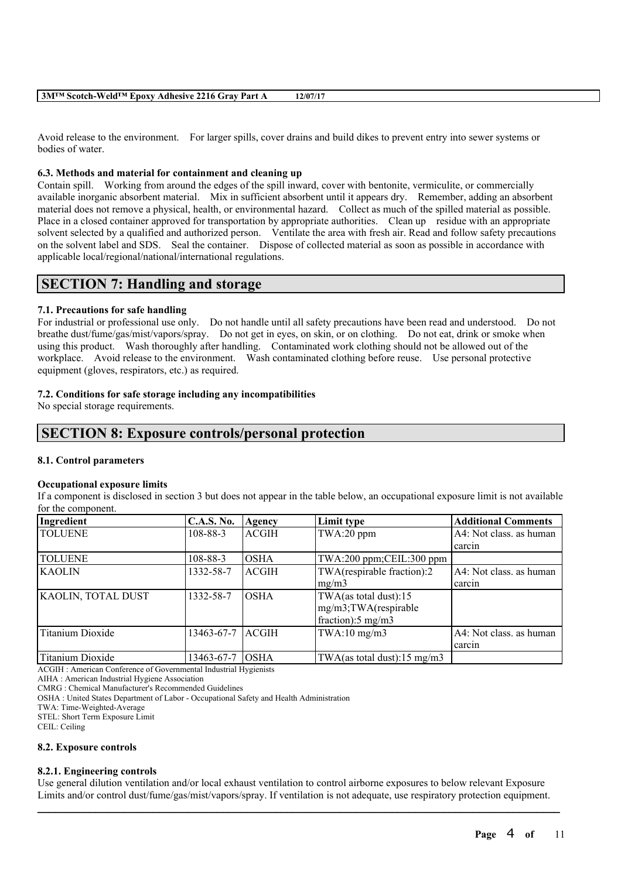Avoid release to the environment. For larger spills, cover drains and build dikes to prevent entry into sewer systems or bodies of water.

### 6.3. Methods and material for containment and cleaning up

Contain spill. Working from around the edges of the spill inward, cover with bentonite, vermiculite, or commercially available inorganic absorbent material. Mix in sufficient absorbent until it appears dry. Remember, adding an absorbent material does not remove a physical, health, or environmental hazard. Collect as much of the spilled material as possible. Place in a closed container approved for transportation by appropriate authorities. Clean up residue with an appropriate solvent selected by a qualified and authorized person. Ventilate the area with fresh air. Read and follow safety precautions on the solvent label and SDS. Seal the container. Dispose of collected material as soon as possible in accordance with applicable local/regional/national/international regulations.

## SECTION 7: Handling and storage

### 7.1. Precautions for safe handling

For industrial or professional use only. Do not handle until all safety precautions have been read and understood. Do not breathe dust/fume/gas/mist/vapors/spray. Do not get in eyes, on skin, or on clothing. Do not eat, drink or smoke when using this product. Wash thoroughly after handling. Contaminated work clothing should not be allowed out of the workplace. Avoid release to the environment. Wash contaminated clothing before reuse. Use personal protective equipment (gloves, respirators, etc.) as required.

### 7.2. Conditions for safe storage including any incompatibilities

No special storage requirements.

## SECTION 8: Exposure controls/personal protection

### 8.1. Control parameters

**Occupational exposure limits**

If a component is disclosed in section 3 but does not appear in the table below, an occupational exposure limit is not available for the component.

| Ingredient | C.A.S. No. | Agency | Limit type | Additional Comments |
|---|---|---|---|---|
| TOLUENE | 108-88-3 | ACGIH | TWA:20 ppm | A4: Not class. as human carcin |
| TOLUENE | 108-88-3 | OSHA | TWA:200 ppm;CEIL:300 ppm | |
| KAOLIN | 1332-58-7 | ACGIH | TWA(respirable fraction):2 mg/m3 | A4: Not class. as human carcin |
| KAOLIN, TOTAL DUST | 1332-58-7 | OSHA | TWA(as total dust):15 mg/m3;TWA(respirable fraction):5 mg/m3 | |
| Titanium Dioxide | 13463-67-7 | ACGIH | TWA:10 mg/m3 | A4: Not class. as human carcin |
| Titanium Dioxide | 13463-67-7 | OSHA | TWA(as total dust):15 mg/m3 | |

ACGIH : American Conference of Governmental Industrial Hygienists
AIHA : American Industrial Hygiene Association
CMRG : Chemical Manufacturer's Recommended Guidelines
OSHA : United States Department of Labor - Occupational Safety and Health Administration
TWA: Time-Weighted-Average
STEL: Short Term Exposure Limit
CEIL: Ceiling

### 8.2. Exposure controls

#### 8.2.1. Engineering controls

Use general dilution ventilation and/or local exhaust ventilation to control airborne exposures to below relevant Exposure Limits and/or control dust/fume/gas/mist/vapors/spray. If ventilation is not adequate, use respiratory protection equipment.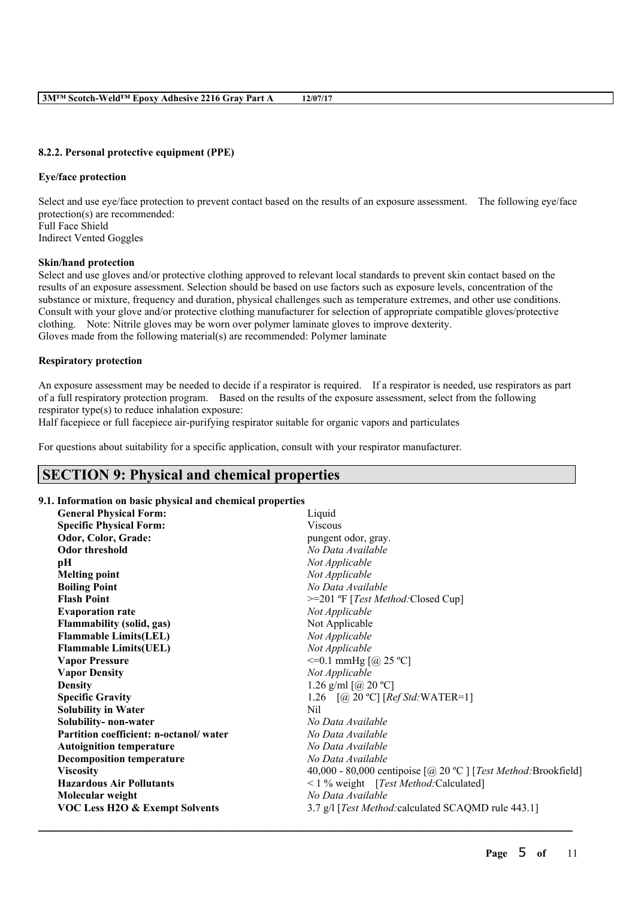#### 8.2.2. Personal protective equipment (PPE)

**Eye/face protection**

Select and use eye/face protection to prevent contact based on the results of an exposure assessment. The following eye/face protection(s) are recommended:
Full Face Shield
Indirect Vented Goggles

**Skin/hand protection**

Select and use gloves and/or protective clothing approved to relevant local standards to prevent skin contact based on the results of an exposure assessment. Selection should be based on use factors such as exposure levels, concentration of the substance or mixture, frequency and duration, physical challenges such as temperature extremes, and other use conditions. Consult with your glove and/or protective clothing manufacturer for selection of appropriate compatible gloves/protective clothing. Note: Nitrile gloves may be worn over polymer laminate gloves to improve dexterity.
Gloves made from the following material(s) are recommended: Polymer laminate

**Respiratory protection**

An exposure assessment may be needed to decide if a respirator is required. If a respirator is needed, use respirators as part of a full respiratory protection program. Based on the results of the exposure assessment, select from the following respirator type(s) to reduce inhalation exposure:
Half facepiece or full facepiece air-purifying respirator suitable for organic vapors and particulates

For questions about suitability for a specific application, consult with your respirator manufacturer.

## SECTION 9: Physical and chemical properties

### 9.1. Information on basic physical and chemical properties

| Property | Value |
|---|---|
| **General Physical Form:** | Liquid |
| **Specific Physical Form:** | Viscous |
| **Odor, Color, Grade:** | pungent odor, gray. |
| **Odor threshold** | *No Data Available* |
| **pH** | *Not Applicable* |
| **Melting point** | *Not Applicable* |
| **Boiling Point** | *No Data Available* |
| **Flash Point** | >=201 ºF [*Test Method:*Closed Cup] |
| **Evaporation rate** | *Not Applicable* |
| **Flammability (solid, gas)** | Not Applicable |
| **Flammable Limits(LEL)** | *Not Applicable* |
| **Flammable Limits(UEL)** | *Not Applicable* |
| **Vapor Pressure** | <=0.1 mmHg [@ 25 ºC] |
| **Vapor Density** | *Not Applicable* |
| **Density** | 1.26 g/ml [@ 20 ºC] |
| **Specific Gravity** | 1.26 [@ 20 ºC] [*Ref Std:*WATER=1] |
| **Solubility in Water** | Nil |
| **Solubility- non-water** | *No Data Available* |
| **Partition coefficient: n-octanol/ water** | *No Data Available* |
| **Autoignition temperature** | *No Data Available* |
| **Decomposition temperature** | *No Data Available* |
| **Viscosity** | 40,000 - 80,000 centipoise [@ 20 ºC ] [*Test Method:*Brookfield] |
| **Hazardous Air Pollutants** | < 1 % weight [*Test Method:*Calculated] |
| **Molecular weight** | *No Data Available* |
| **VOC Less H2O & Exempt Solvents** | 3.7 g/l [*Test Method:*calculated SCAQMD rule 443.1] |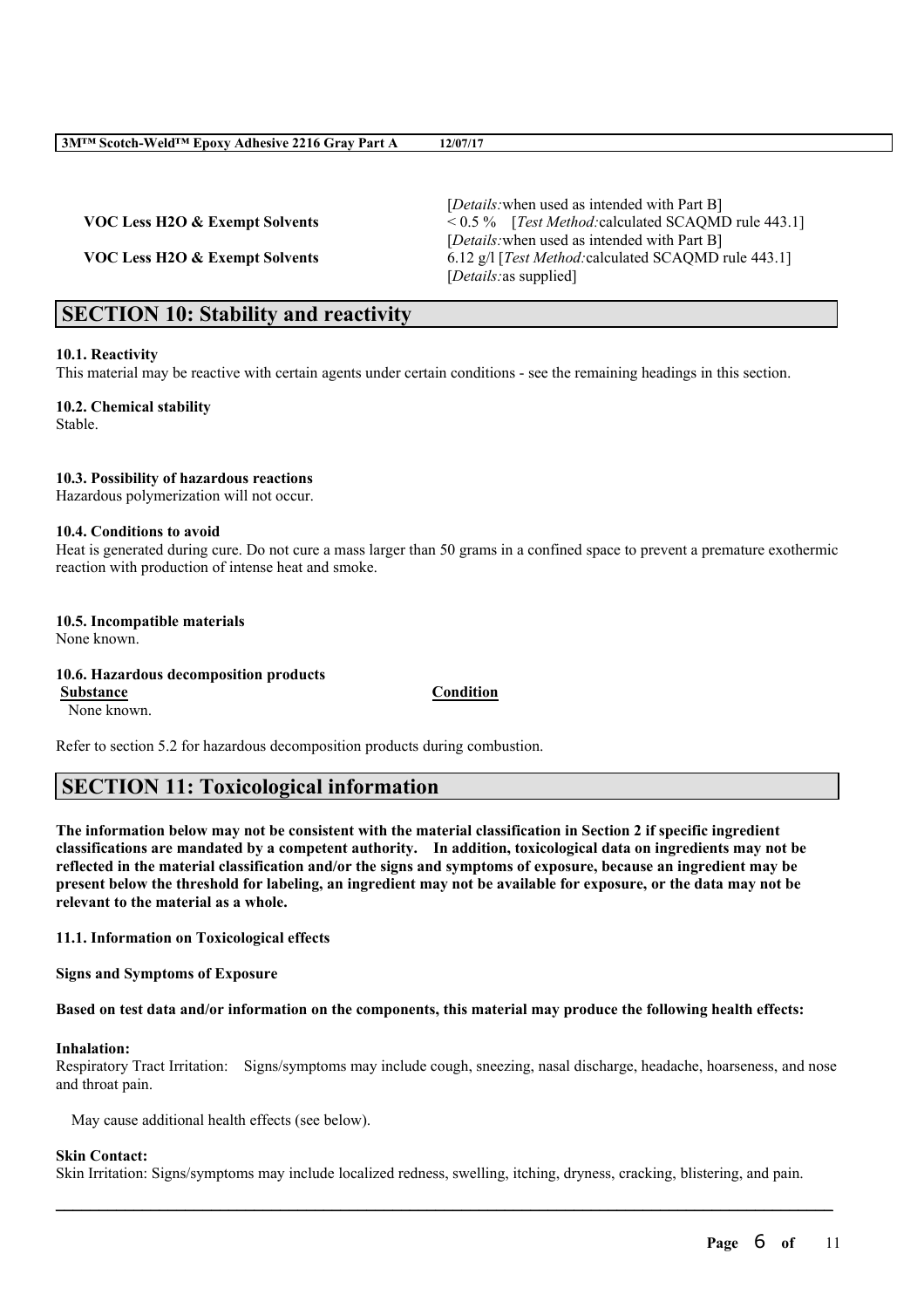| | |
|---|---|
| | [*Details:*when used as intended with Part B] |
| **VOC Less H2O & Exempt Solvents** | < 0.5 % [*Test Method:*calculated SCAQMD rule 443.1] |
| | [*Details:*when used as intended with Part B] |
| **VOC Less H2O & Exempt Solvents** | 6.12 g/l [*Test Method:*calculated SCAQMD rule 443.1] |
| | [*Details:*as supplied] |

## SECTION 10: Stability and reactivity

**10.1. Reactivity**

This material may be reactive with certain agents under certain conditions - see the remaining headings in this section.

**10.2. Chemical stability**

Stable.

**10.3. Possibility of hazardous reactions**

Hazardous polymerization will not occur.

**10.4. Conditions to avoid**

Heat is generated during cure. Do not cure a mass larger than 50 grams in a confined space to prevent a premature exothermic reaction with production of intense heat and smoke.

**10.5. Incompatible materials**

None known.

**10.6. Hazardous decomposition products**

| Substance | Condition |
|---|---|
| None known. | |

Refer to section 5.2 for hazardous decomposition products during combustion.

## SECTION 11: Toxicological information

**The information below may not be consistent with the material classification in Section 2 if specific ingredient classifications are mandated by a competent authority. In addition, toxicological data on ingredients may not be reflected in the material classification and/or the signs and symptoms of exposure, because an ingredient may be present below the threshold for labeling, an ingredient may not be available for exposure, or the data may not be relevant to the material as a whole.**

**11.1. Information on Toxicological effects**

**Signs and Symptoms of Exposure**

**Based on test data and/or information on the components, this material may produce the following health effects:**

**Inhalation:**

Respiratory Tract Irritation: Signs/symptoms may include cough, sneezing, nasal discharge, headache, hoarseness, and nose and throat pain.

May cause additional health effects (see below).

**Skin Contact:**

Skin Irritation: Signs/symptoms may include localized redness, swelling, itching, dryness, cracking, blistering, and pain.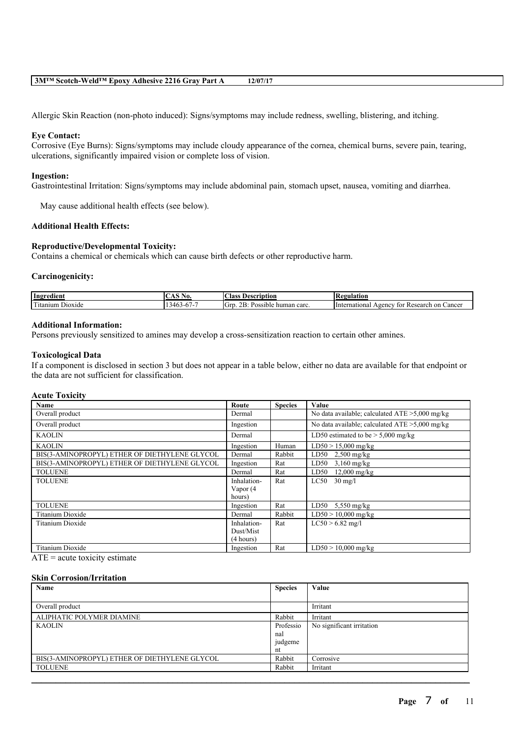Allergic Skin Reaction (non-photo induced): Signs/symptoms may include redness, swelling, blistering, and itching.

**Eye Contact:**
Corrosive (Eye Burns): Signs/symptoms may include cloudy appearance of the cornea, chemical burns, severe pain, tearing, ulcerations, significantly impaired vision or complete loss of vision.

**Ingestion:**
Gastrointestinal Irritation: Signs/symptoms may include abdominal pain, stomach upset, nausea, vomiting and diarrhea.

May cause additional health effects (see below).

**Additional Health Effects:**

**Reproductive/Developmental Toxicity:**
Contains a chemical or chemicals which can cause birth defects or other reproductive harm.

**Carcinogenicity:**

| Ingredient | CAS No. | Class Description | Regulation |
|---|---|---|---|
| Titanium Dioxide | 13463-67-7 | Grp. 2B: Possible human carc. | International Agency for Research on Cancer |

**Additional Information:**
Persons previously sensitized to amines may develop a cross-sensitization reaction to certain other amines.

**Toxicological Data**
If a component is disclosed in section 3 but does not appear in a table below, either no data are available for that endpoint or the data are not sufficient for classification.

**Acute Toxicity**

| Name | Route | Species | Value |
|---|---|---|---|
| Overall product | Dermal | | No data available; calculated ATE >5,000 mg/kg |
| Overall product | Ingestion | | No data available; calculated ATE >5,000 mg/kg |
| KAOLIN | Dermal | | LD50 estimated to be > 5,000 mg/kg |
| KAOLIN | Ingestion | Human | LD50 > 15,000 mg/kg |
| BIS(3-AMINOPROPYL) ETHER OF DIETHYLENE GLYCOL | Dermal | Rabbit | LD50 2,500 mg/kg |
| BIS(3-AMINOPROPYL) ETHER OF DIETHYLENE GLYCOL | Ingestion | Rat | LD50 3,160 mg/kg |
| TOLUENE | Dermal | Rat | LD50 12,000 mg/kg |
| TOLUENE | Inhalation-Vapor (4 hours) | Rat | LC50 30 mg/l |
| TOLUENE | Ingestion | Rat | LD50 5,550 mg/kg |
| Titanium Dioxide | Dermal | Rabbit | LD50 > 10,000 mg/kg |
| Titanium Dioxide | Inhalation-Dust/Mist (4 hours) | Rat | LC50 > 6.82 mg/l |
| Titanium Dioxide | Ingestion | Rat | LD50 > 10,000 mg/kg |

ATE = acute toxicity estimate

**Skin Corrosion/Irritation**

| Name | Species | Value |
|---|---|---|
| Overall product | | Irritant |
| ALIPHATIC POLYMER DIAMINE | Rabbit | Irritant |
| KAOLIN | Professional judgement | No significant irritation |
| BIS(3-AMINOPROPYL) ETHER OF DIETHYLENE GLYCOL | Rabbit | Corrosive |
| TOLUENE | Rabbit | Irritant |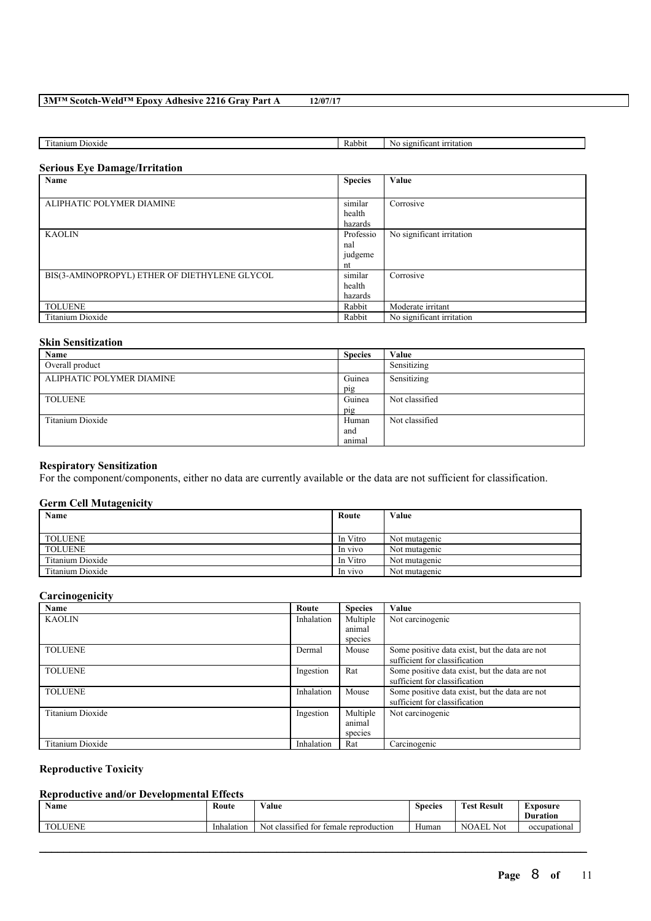| Titanium Dioxide | Rabbit | No significant irritation |
|---|---|---|

### Serious Eye Damage/Irritation

| Name | Species | Value |
|---|---|---|
| ALIPHATIC POLYMER DIAMINE | similar health hazards | Corrosive |
| KAOLIN | Professional judgement | No significant irritation |
| BIS(3-AMINOPROPYL) ETHER OF DIETHYLENE GLYCOL | similar health hazards | Corrosive |
| TOLUENE | Rabbit | Moderate irritant |
| Titanium Dioxide | Rabbit | No significant irritation |

### Skin Sensitization

| Name | Species | Value |
|---|---|---|
| Overall product | | Sensitizing |
| ALIPHATIC POLYMER DIAMINE | Guinea pig | Sensitizing |
| TOLUENE | Guinea pig | Not classified |
| Titanium Dioxide | Human and animal | Not classified |

### Respiratory Sensitization

For the component/components, either no data are currently available or the data are not sufficient for classification.

### Germ Cell Mutagenicity

| Name | Route | Value |
|---|---|---|
| TOLUENE | In Vitro | Not mutagenic |
| TOLUENE | In vivo | Not mutagenic |
| Titanium Dioxide | In Vitro | Not mutagenic |
| Titanium Dioxide | In vivo | Not mutagenic |

### Carcinogenicity

| Name | Route | Species | Value |
|---|---|---|---|
| KAOLIN | Inhalation | Multiple animal species | Not carcinogenic |
| TOLUENE | Dermal | Mouse | Some positive data exist, but the data are not sufficient for classification |
| TOLUENE | Ingestion | Rat | Some positive data exist, but the data are not sufficient for classification |
| TOLUENE | Inhalation | Mouse | Some positive data exist, but the data are not sufficient for classification |
| Titanium Dioxide | Ingestion | Multiple animal species | Not carcinogenic |
| Titanium Dioxide | Inhalation | Rat | Carcinogenic |

### Reproductive Toxicity

### Reproductive and/or Developmental Effects

| Name | Route | Value | Species | Test Result | Exposure Duration |
|---|---|---|---|---|---|
| TOLUENE | Inhalation | Not classified for female reproduction | Human | NOAEL Not | occupational |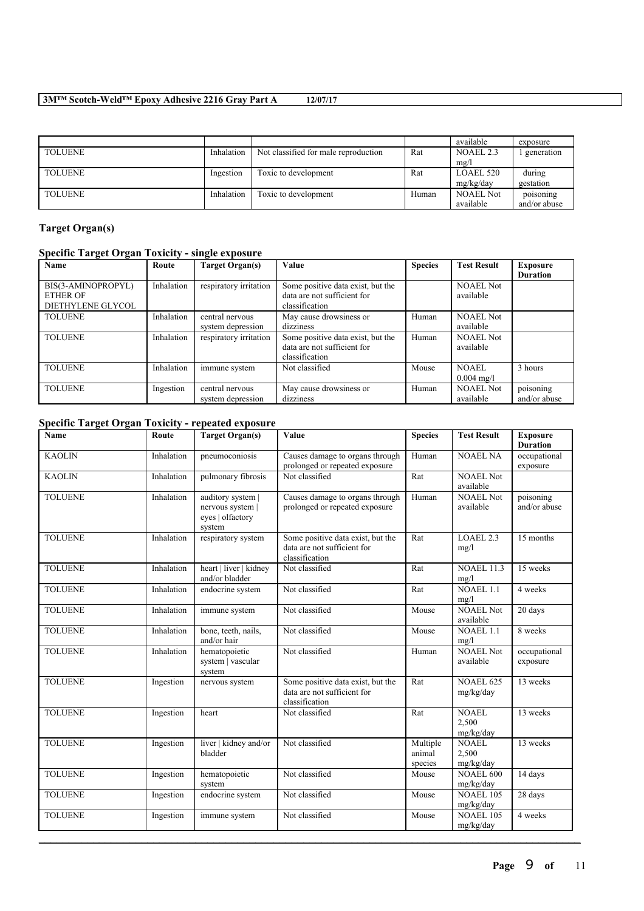|  |  |  |  | available | exposure |
|---|---|---|---|---|---|
| TOLUENE | Inhalation | Not classified for male reproduction | Rat | NOAEL 2.3 mg/l | 1 generation |
| TOLUENE | Ingestion | Toxic to development | Rat | LOAEL 520 mg/kg/day | during gestation |
| TOLUENE | Inhalation | Toxic to development | Human | NOAEL Not available | poisoning and/or abuse |

## Target Organ(s)

### Specific Target Organ Toxicity - single exposure

| Name | Route | Target Organ(s) | Value | Species | Test Result | Exposure Duration |
|---|---|---|---|---|---|---|
| BIS(3-AMINOPROPYL) ETHER OF DIETHYLENE GLYCOL | Inhalation | respiratory irritation | Some positive data exist, but the data are not sufficient for classification |  | NOAEL Not available |  |
| TOLUENE | Inhalation | central nervous system depression | May cause drowsiness or dizziness | Human | NOAEL Not available |  |
| TOLUENE | Inhalation | respiratory irritation | Some positive data exist, but the data are not sufficient for classification | Human | NOAEL Not available |  |
| TOLUENE | Inhalation | immune system | Not classified | Mouse | NOAEL 0.004 mg/l | 3 hours |
| TOLUENE | Ingestion | central nervous system depression | May cause drowsiness or dizziness | Human | NOAEL Not available | poisoning and/or abuse |

### Specific Target Organ Toxicity - repeated exposure

| Name | Route | Target Organ(s) | Value | Species | Test Result | Exposure Duration |
|---|---|---|---|---|---|---|
| KAOLIN | Inhalation | pneumoconiosis | Causes damage to organs through prolonged or repeated exposure | Human | NOAEL NA | occupational exposure |
| KAOLIN | Inhalation | pulmonary fibrosis | Not classified | Rat | NOAEL Not available |  |
| TOLUENE | Inhalation | auditory system \| nervous system \| eyes \| olfactory system | Causes damage to organs through prolonged or repeated exposure | Human | NOAEL Not available | poisoning and/or abuse |
| TOLUENE | Inhalation | respiratory system | Some positive data exist, but the data are not sufficient for classification | Rat | LOAEL 2.3 mg/l | 15 months |
| TOLUENE | Inhalation | heart \| liver \| kidney and/or bladder | Not classified | Rat | NOAEL 11.3 mg/l | 15 weeks |
| TOLUENE | Inhalation | endocrine system | Not classified | Rat | NOAEL 1.1 mg/l | 4 weeks |
| TOLUENE | Inhalation | immune system | Not classified | Mouse | NOAEL Not available | 20 days |
| TOLUENE | Inhalation | bone, teeth, nails, and/or hair | Not classified | Mouse | NOAEL 1.1 mg/l | 8 weeks |
| TOLUENE | Inhalation | hematopoietic system \| vascular system | Not classified | Human | NOAEL Not available | occupational exposure |
| TOLUENE | Ingestion | nervous system | Some positive data exist, but the data are not sufficient for classification | Rat | NOAEL 625 mg/kg/day | 13 weeks |
| TOLUENE | Ingestion | heart | Not classified | Rat | NOAEL 2,500 mg/kg/day | 13 weeks |
| TOLUENE | Ingestion | liver \| kidney and/or bladder | Not classified | Multiple animal species | NOAEL 2,500 mg/kg/day | 13 weeks |
| TOLUENE | Ingestion | hematopoietic system | Not classified | Mouse | NOAEL 600 mg/kg/day | 14 days |
| TOLUENE | Ingestion | endocrine system | Not classified | Mouse | NOAEL 105 mg/kg/day | 28 days |
| TOLUENE | Ingestion | immune system | Not classified | Mouse | NOAEL 105 mg/kg/day | 4 weeks |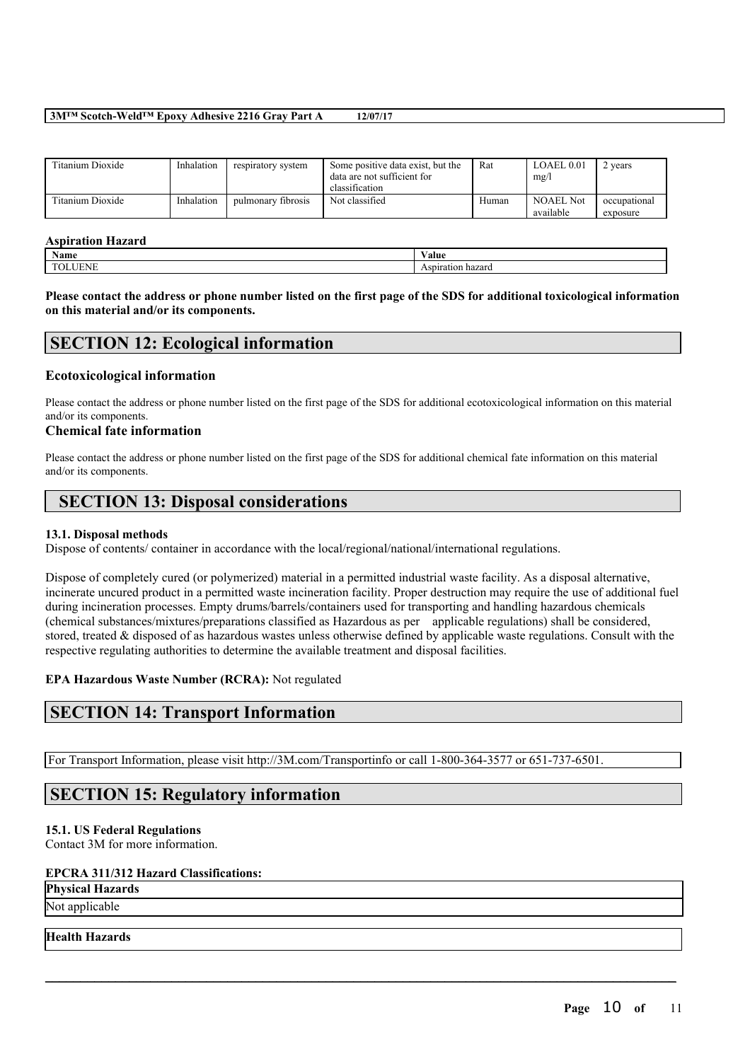| Titanium Dioxide | Inhalation | respiratory system | Some positive data exist, but the data are not sufficient for classification | Rat | LOAEL 0.01 mg/l | 2 years |
|---|---|---|---|---|---|---|
| Titanium Dioxide | Inhalation | pulmonary fibrosis | Not classified | Human | NOAEL Not available | occupational exposure |

**Aspiration Hazard**

| Name | Value |
|---|---|
| TOLUENE | Aspiration hazard |

**Please contact the address or phone number listed on the first page of the SDS for additional toxicological information on this material and/or its components.**

## SECTION 12: Ecological information

### Ecotoxicological information

Please contact the address or phone number listed on the first page of the SDS for additional ecotoxicological information on this material and/or its components.

### Chemical fate information

Please contact the address or phone number listed on the first page of the SDS for additional chemical fate information on this material and/or its components.

## SECTION 13: Disposal considerations

**13.1. Disposal methods**

Dispose of contents/ container in accordance with the local/regional/national/international regulations.

Dispose of completely cured (or polymerized) material in a permitted industrial waste facility. As a disposal alternative, incinerate uncured product in a permitted waste incineration facility. Proper destruction may require the use of additional fuel during incineration processes. Empty drums/barrels/containers used for transporting and handling hazardous chemicals (chemical substances/mixtures/preparations classified as Hazardous as per applicable regulations) shall be considered, stored, treated & disposed of as hazardous wastes unless otherwise defined by applicable waste regulations. Consult with the respective regulating authorities to determine the available treatment and disposal facilities.

**EPA Hazardous Waste Number (RCRA):** Not regulated

## SECTION 14: Transport Information

For Transport Information, please visit http://3M.com/Transportinfo or call 1-800-364-3577 or 651-737-6501.

## SECTION 15: Regulatory information

**15.1. US Federal Regulations**

Contact 3M for more information.

**EPCRA 311/312 Hazard Classifications:**

| Physical Hazards |
|---|
| Not applicable |

| Health Hazards |
|---|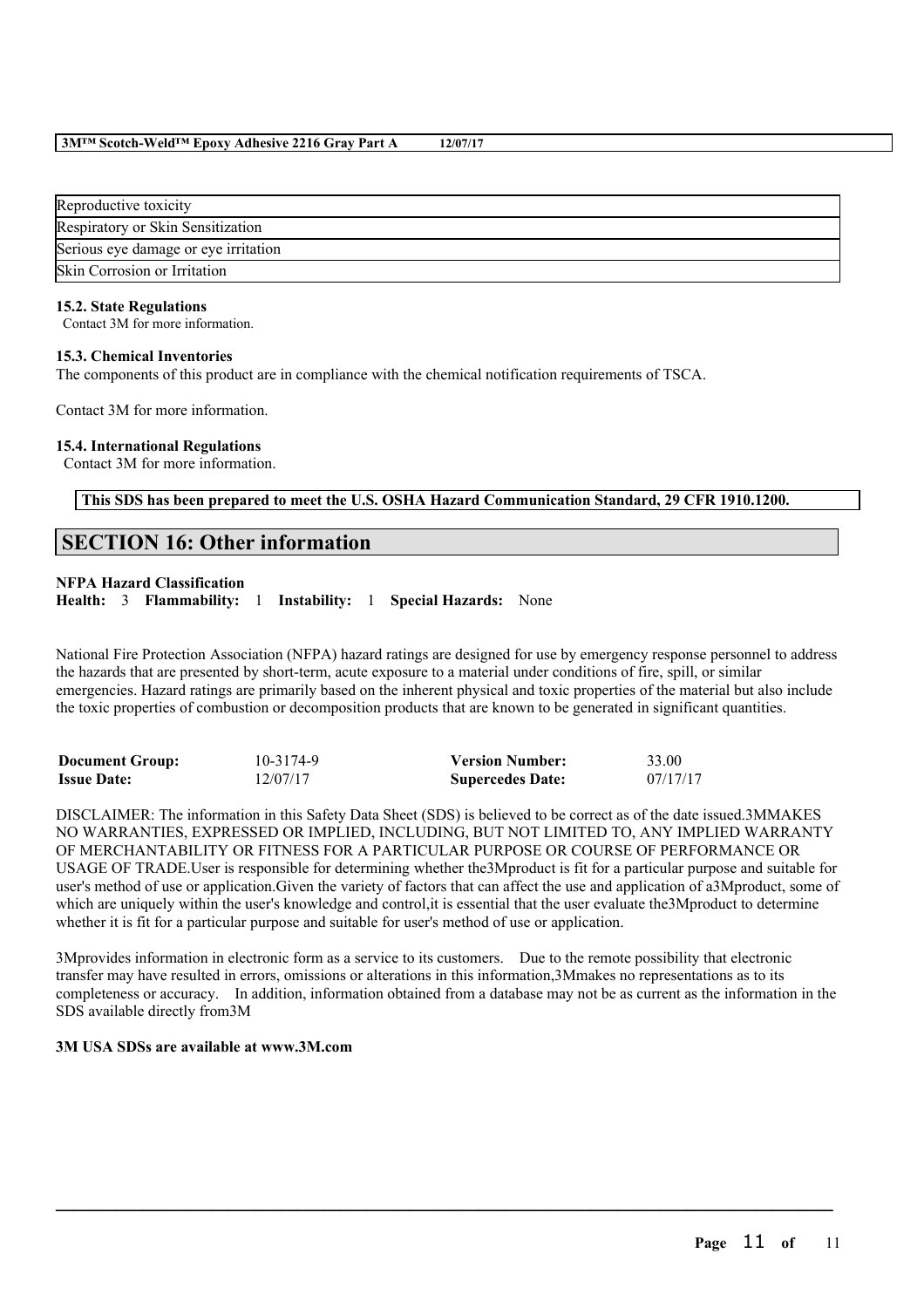| |
|---|
| Reproductive toxicity |
| Respiratory or Skin Sensitization |
| Serious eye damage or eye irritation |
| Skin Corrosion or Irritation |

**15.2. State Regulations**

Contact 3M for more information.

**15.3. Chemical Inventories**

The components of this product are in compliance with the chemical notification requirements of TSCA.

Contact 3M for more information.

**15.4. International Regulations**

Contact 3M for more information.

**This SDS has been prepared to meet the U.S. OSHA Hazard Communication Standard, 29 CFR 1910.1200.**

## SECTION 16: Other information

**NFPA Hazard Classification**

**Health:** 3 **Flammability:** 1 **Instability:** 1 **Special Hazards:** None

National Fire Protection Association (NFPA) hazard ratings are designed for use by emergency response personnel to address the hazards that are presented by short-term, acute exposure to a material under conditions of fire, spill, or similar emergencies. Hazard ratings are primarily based on the inherent physical and toxic properties of the material but also include the toxic properties of combustion or decomposition products that are known to be generated in significant quantities.

| | | | |
|---|---|---|---|
| **Document Group:** | 10-3174-9 | **Version Number:** | 33.00 |
| **Issue Date:** | 12/07/17 | **Supercedes Date:** | 07/17/17 |

DISCLAIMER: The information in this Safety Data Sheet (SDS) is believed to be correct as of the date issued.3MMAKES NO WARRANTIES, EXPRESSED OR IMPLIED, INCLUDING, BUT NOT LIMITED TO, ANY IMPLIED WARRANTY OF MERCHANTABILITY OR FITNESS FOR A PARTICULAR PURPOSE OR COURSE OF PERFORMANCE OR USAGE OF TRADE.User is responsible for determining whether the3Mproduct is fit for a particular purpose and suitable for user's method of use or application.Given the variety of factors that can affect the use and application of a3Mproduct, some of which are uniquely within the user's knowledge and control,it is essential that the user evaluate the3Mproduct to determine whether it is fit for a particular purpose and suitable for user's method of use or application.

3Mprovides information in electronic form as a service to its customers. Due to the remote possibility that electronic transfer may have resulted in errors, omissions or alterations in this information,3Mmakes no representations as to its completeness or accuracy. In addition, information obtained from a database may not be as current as the information in the SDS available directly from3M

**3M USA SDSs are available at www.3M.com**